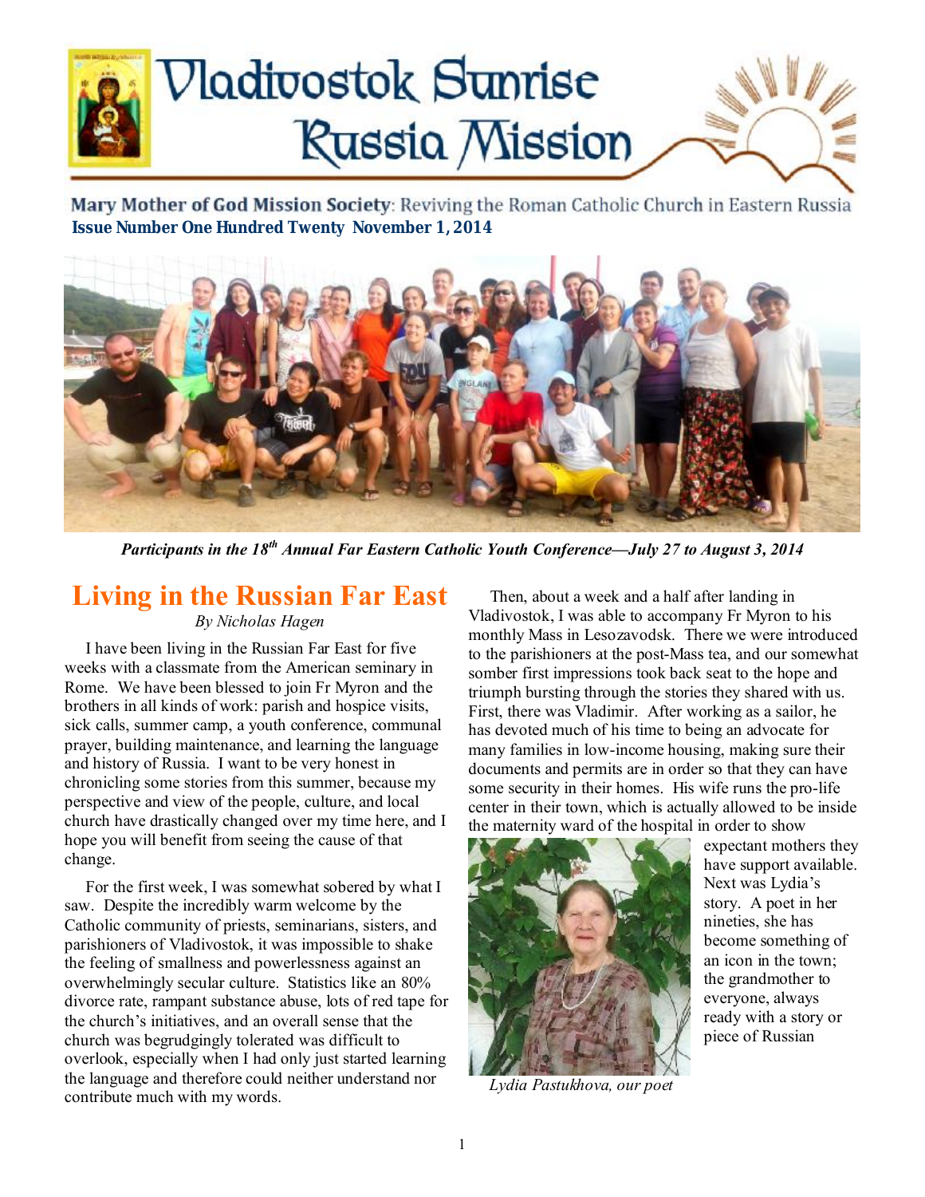# Vladivostok Sunrise
# Russia Mission

**Mary Mother of God Mission Society**: Reviving the Roman Catholic Church in Eastern Russia

**Issue Number One Hundred Twenty November 1, 2014**

***Participants in the 18th Annual Far Eastern Catholic Youth Conference—July 27 to August 3, 2014***

## Living in the Russian Far East

*By Nicholas Hagen*

I have been living in the Russian Far East for five weeks with a classmate from the American seminary in Rome. We have been blessed to join Fr Myron and the brothers in all kinds of work: parish and hospice visits, sick calls, summer camp, a youth conference, communal prayer, building maintenance, and learning the language and history of Russia. I want to be very honest in chronicling some stories from this summer, because my perspective and view of the people, culture, and local church have drastically changed over my time here, and I hope you will benefit from seeing the cause of that change.

For the first week, I was somewhat sobered by what I saw. Despite the incredibly warm welcome by the Catholic community of priests, seminarians, sisters, and parishioners of Vladivostok, it was impossible to shake the feeling of smallness and powerlessness against an overwhelmingly secular culture. Statistics like an 80% divorce rate, rampant substance abuse, lots of red tape for the church's initiatives, and an overall sense that the church was begrudgingly tolerated was difficult to overlook, especially when I had only just started learning the language and therefore could neither understand nor contribute much with my words.

Then, about a week and a half after landing in Vladivostok, I was able to accompany Fr Myron to his monthly Mass in Lesozavodsk. There we were introduced to the parishioners at the post-Mass tea, and our somewhat somber first impressions took back seat to the hope and triumph bursting through the stories they shared with us. First, there was Vladimir. After working as a sailor, he has devoted much of his time to being an advocate for many families in low-income housing, making sure their documents and permits are in order so that they can have some security in their homes. His wife runs the pro-life center in their town, which is actually allowed to be inside the maternity ward of the hospital in order to show expectant mothers they have support available. Next was Lydia's story. A poet in her nineties, she has become something of an icon in the town; the grandmother to everyone, always ready with a story or piece of Russian

*Lydia Pastukhova, our poet*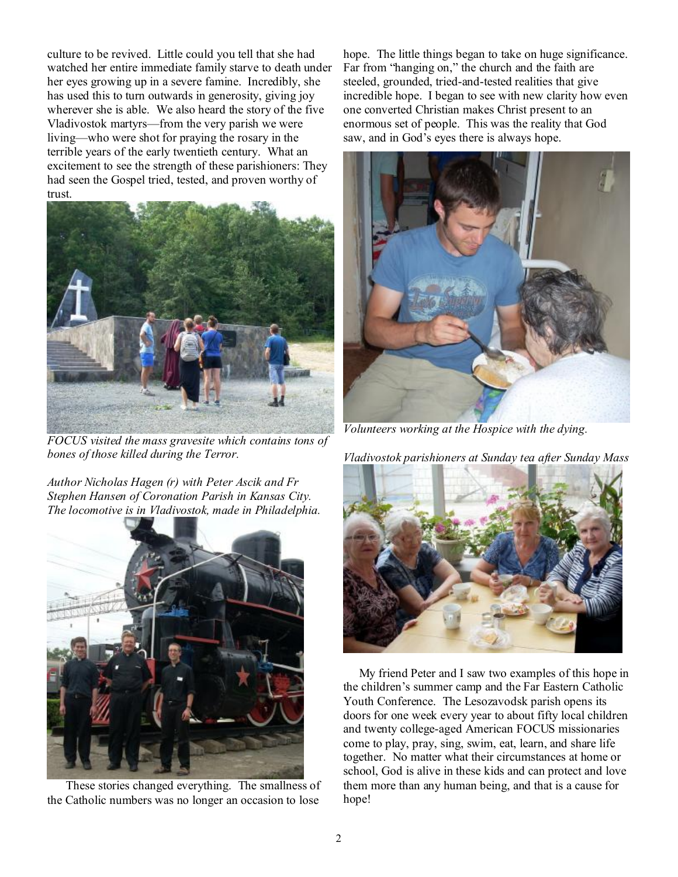culture to be revived. Little could you tell that she had watched her entire immediate family starve to death under her eyes growing up in a severe famine. Incredibly, she has used this to turn outwards in generosity, giving joy wherever she is able. We also heard the story of the five Vladivostok martyrs—from the very parish we were living—who were shot for praying the rosary in the terrible years of the early twentieth century. What an excitement to see the strength of these parishioners: They had seen the Gospel tried, tested, and proven worthy of trust.

*FOCUS visited the mass gravesite which contains tons of bones of those killed during the Terror.*

*Author Nicholas Hagen (r) with Peter Ascik and Fr Stephen Hansen of Coronation Parish in Kansas City. The locomotive is in Vladivostok, made in Philadelphia.*

These stories changed everything. The smallness of the Catholic numbers was no longer an occasion to lose hope. The little things began to take on huge significance. Far from "hanging on," the church and the faith are steeled, grounded, tried-and-tested realities that give incredible hope. I began to see with new clarity how even one converted Christian makes Christ present to an enormous set of people. This was the reality that God saw, and in God's eyes there is always hope.

*Volunteers working at the Hospice with the dying.*

*Vladivostok parishioners at Sunday tea after Sunday Mass*

My friend Peter and I saw two examples of this hope in the children's summer camp and the Far Eastern Catholic Youth Conference. The Lesozavodsk parish opens its doors for one week every year to about fifty local children and twenty college-aged American FOCUS missionaries come to play, pray, sing, swim, eat, learn, and share life together. No matter what their circumstances at home or school, God is alive in these kids and can protect and love them more than any human being, and that is a cause for hope!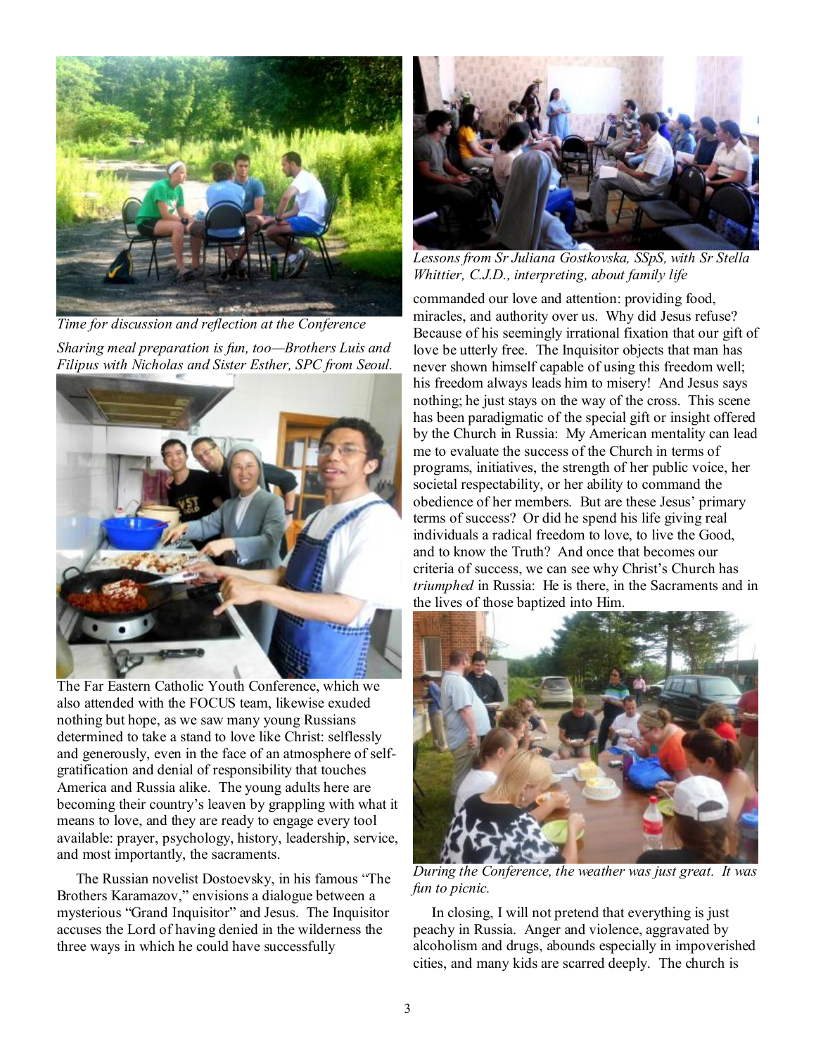*Time for discussion and reflection at the Conference*

*Sharing meal preparation is fun, too—Brothers Luis and Filipus with Nicholas and Sister Esther, SPC from Seoul.*

The Far Eastern Catholic Youth Conference, which we also attended with the FOCUS team, likewise exuded nothing but hope, as we saw many young Russians determined to take a stand to love like Christ: selflessly and generously, even in the face of an atmosphere of self-gratification and denial of responsibility that touches America and Russia alike. The young adults here are becoming their country's leaven by grappling with what it means to love, and they are ready to engage every tool available: prayer, psychology, history, leadership, service, and most importantly, the sacraments.

The Russian novelist Dostoevsky, in his famous "The Brothers Karamazov," envisions a dialogue between a mysterious "Grand Inquisitor" and Jesus. The Inquisitor accuses the Lord of having denied in the wilderness the three ways in which he could have successfully commanded our love and attention: providing food, miracles, and authority over us. Why did Jesus refuse? Because of his seemingly irrational fixation that our gift of love be utterly free. The Inquisitor objects that man has never shown himself capable of using this freedom well; his freedom always leads him to misery! And Jesus says nothing; he just stays on the way of the cross. This scene has been paradigmatic of the special gift or insight offered by the Church in Russia: My American mentality can lead me to evaluate the success of the Church in terms of programs, initiatives, the strength of her public voice, her societal respectability, or her ability to command the obedience of her members. But are these Jesus' primary terms of success? Or did he spend his life giving real individuals a radical freedom to love, to live the Good, and to know the Truth? And once that becomes our criteria of success, we can see why Christ's Church has *triumphed* in Russia: He is there, in the Sacraments and in the lives of those baptized into Him.

*Lessons from Sr Juliana Gostkovska, SSpS, with Sr Stella Whittier, C.J.D., interpreting, about family life*

*During the Conference, the weather was just great. It was fun to picnic.*

In closing, I will not pretend that everything is just peachy in Russia. Anger and violence, aggravated by alcoholism and drugs, abounds especially in impoverished cities, and many kids are scarred deeply. The church is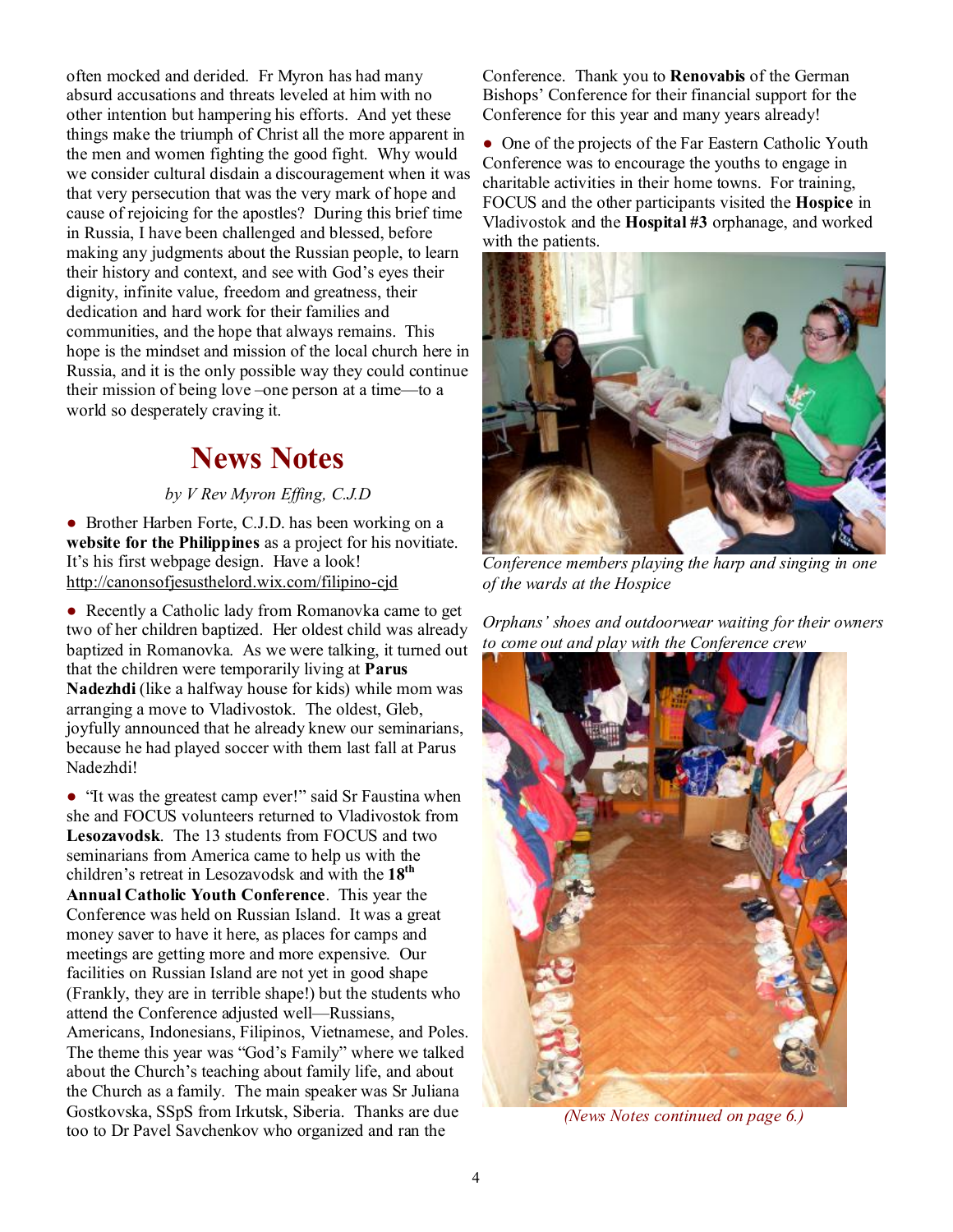often mocked and derided. Fr Myron has had many absurd accusations and threats leveled at him with no other intention but hampering his efforts. And yet these things make the triumph of Christ all the more apparent in the men and women fighting the good fight. Why would we consider cultural disdain a discouragement when it was that very persecution that was the very mark of hope and cause of rejoicing for the apostles? During this brief time in Russia, I have been challenged and blessed, before making any judgments about the Russian people, to learn their history and context, and see with God's eyes their dignity, infinite value, freedom and greatness, their dedication and hard work for their families and communities, and the hope that always remains. This hope is the mindset and mission of the local church here in Russia, and it is the only possible way they could continue their mission of being love –one person at a time—to a world so desperately craving it.

# News Notes

*by V Rev Myron Effing, C.J.D*

- Brother Harben Forte, C.J.D. has been working on a **website for the Philippines** as a project for his novitiate. It's his first webpage design. Have a look! http://canonsofjesusthelord.wix.com/filipino-cjd

- Recently a Catholic lady from Romanovka came to get two of her children baptized. Her oldest child was already baptized in Romanovka. As we were talking, it turned out that the children were temporarily living at **Parus Nadezhdi** (like a halfway house for kids) while mom was arranging a move to Vladivostok. The oldest, Gleb, joyfully announced that he already knew our seminarians, because he had played soccer with them last fall at Parus Nadezhdi!

- "It was the greatest camp ever!" said Sr Faustina when she and FOCUS volunteers returned to Vladivostok from **Lesozavodsk**. The 13 students from FOCUS and two seminarians from America came to help us with the children's retreat in Lesozavodsk and with the **18th Annual Catholic Youth Conference**. This year the Conference was held on Russian Island. It was a great money saver to have it here, as places for camps and meetings are getting more and more expensive. Our facilities on Russian Island are not yet in good shape (Frankly, they are in terrible shape!) but the students who attend the Conference adjusted well—Russians, Americans, Indonesians, Filipinos, Vietnamese, and Poles. The theme this year was "God's Family" where we talked about the Church's teaching about family life, and about the Church as a family. The main speaker was Sr Juliana Gostkovska, SSpS from Irkutsk, Siberia. Thanks are due too to Dr Pavel Savchenkov who organized and ran the Conference. Thank you to **Renovabis** of the German Bishops' Conference for their financial support for the Conference for this year and many years already!

- One of the projects of the Far Eastern Catholic Youth Conference was to encourage the youths to engage in charitable activities in their home towns. For training, FOCUS and the other participants visited the **Hospice** in Vladivostok and the **Hospital #3** orphanage, and worked with the patients.

*Conference members playing the harp and singing in one of the wards at the Hospice*

*Orphans' shoes and outdoorwear waiting for their owners to come out and play with the Conference crew*

*(News Notes continued on page 6.)*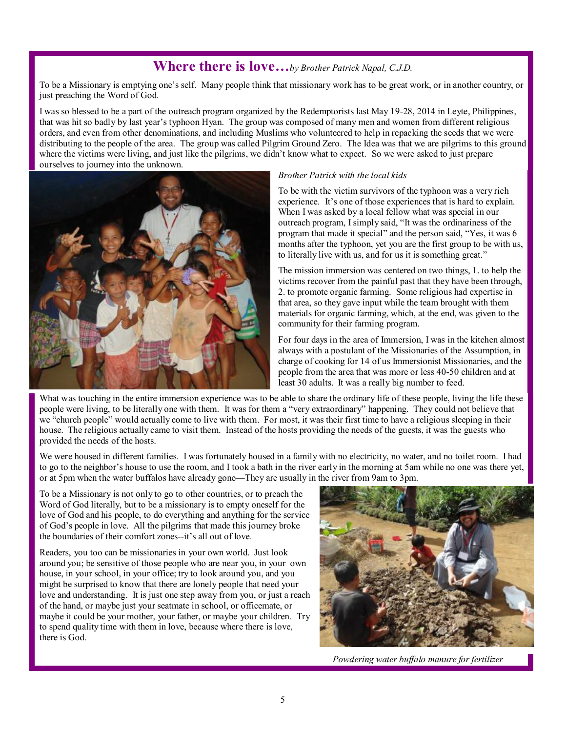## Where there is love…*by Brother Patrick Napal, C.J.D.*

To be a Missionary is emptying one's self. Many people think that missionary work has to be great work, or in another country, or just preaching the Word of God.

I was so blessed to be a part of the outreach program organized by the Redemptorists last May 19-28, 2014 in Leyte, Philippines, that was hit so badly by last year's typhoon Hyan. The group was composed of many men and women from different religious orders, and even from other denominations, and including Muslims who volunteered to help in repacking the seeds that we were distributing to the people of the area. The group was called Pilgrim Ground Zero. The Idea was that we are pilgrims to this ground where the victims were living, and just like the pilgrims, we didn't know what to expect. So we were asked to just prepare ourselves to journey into the unknown.

*Brother Patrick with the local kids*

To be with the victim survivors of the typhoon was a very rich experience. It's one of those experiences that is hard to explain. When I was asked by a local fellow what was special in our outreach program, I simply said, "It was the ordinariness of the program that made it special" and the person said, "Yes, it was 6 months after the typhoon, yet you are the first group to be with us, to literally live with us, and for us it is something great."

The mission immersion was centered on two things, 1. to help the victims recover from the painful past that they have been through, 2. to promote organic farming. Some religious had expertise in that area, so they gave input while the team brought with them materials for organic farming, which, at the end, was given to the community for their farming program.

For four days in the area of Immersion, I was in the kitchen almost always with a postulant of the Missionaries of the Assumption, in charge of cooking for 14 of us Immersionist Missionaries, and the people from the area that was more or less 40-50 children and at least 30 adults. It was a really big number to feed.

What was touching in the entire immersion experience was to be able to share the ordinary life of these people, living the life these people were living, to be literally one with them. It was for them a "very extraordinary" happening. They could not believe that we "church people" would actually come to live with them. For most, it was their first time to have a religious sleeping in their house. The religious actually came to visit them. Instead of the hosts providing the needs of the guests, it was the guests who provided the needs of the hosts.

We were housed in different families. I was fortunately housed in a family with no electricity, no water, and no toilet room. I had to go to the neighbor's house to use the room, and I took a bath in the river early in the morning at 5am while no one was there yet, or at 5pm when the water buffalos have already gone—They are usually in the river from 9am to 3pm.

To be a Missionary is not only to go to other countries, or to preach the Word of God literally, but to be a missionary is to empty oneself for the love of God and his people, to do everything and anything for the service of God's people in love. All the pilgrims that made this journey broke the boundaries of their comfort zones--it's all out of love.

Readers, you too can be missionaries in your own world. Just look around you; be sensitive of those people who are near you, in your own house, in your school, in your office; try to look around you, and you might be surprised to know that there are lonely people that need your love and understanding. It is just one step away from you, or just a reach of the hand, or maybe just your seatmate in school, or officemate, or maybe it could be your mother, your father, or maybe your children. Try to spend quality time with them in love, because where there is love, there is God.

*Powdering water buffalo manure for fertilizer*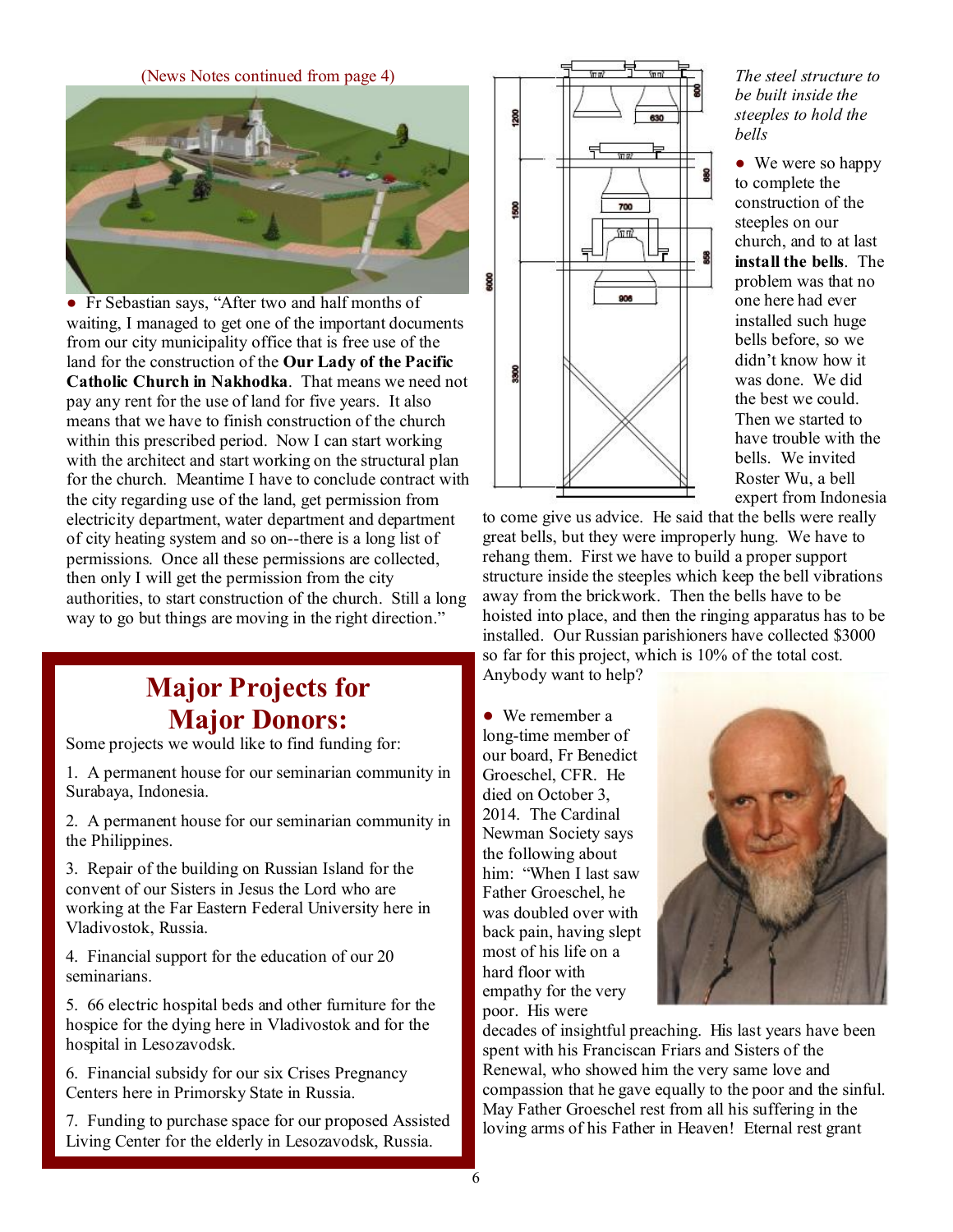(News Notes continued from page 4)

● Fr Sebastian says, "After two and half months of waiting, I managed to get one of the important documents from our city municipality office that is free use of the land for the construction of the **Our Lady of the Pacific Catholic Church in Nakhodka**. That means we need not pay any rent for the use of land for five years. It also means that we have to finish construction of the church within this prescribed period. Now I can start working with the architect and start working on the structural plan for the church. Meantime I have to conclude contract with the city regarding use of the land, get permission from electricity department, water department and department of city heating system and so on--there is a long list of permissions. Once all these permissions are collected, then only I will get the permission from the city authorities, to start construction of the church. Still a long way to go but things are moving in the right direction."

## Major Projects for Major Donors:

Some projects we would like to find funding for:

1. A permanent house for our seminarian community in Surabaya, Indonesia.

2. A permanent house for our seminarian community in the Philippines.

3. Repair of the building on Russian Island for the convent of our Sisters in Jesus the Lord who are working at the Far Eastern Federal University here in Vladivostok, Russia.

4. Financial support for the education of our 20 seminarians.

5. 66 electric hospital beds and other furniture for the hospice for the dying here in Vladivostok and for the hospital in Lesozavodsk.

6. Financial subsidy for our six Crises Pregnancy Centers here in Primorsky State in Russia.

7. Funding to purchase space for our proposed Assisted Living Center for the elderly in Lesozavodsk, Russia.

*The steel structure to be built inside the steeples to hold the bells*

● We were so happy to complete the construction of the steeples on our church, and to at last **install the bells**. The problem was that no one here had ever installed such huge bells before, so we didn't know how it was done. We did the best we could. Then we started to have trouble with the bells. We invited Roster Wu, a bell expert from Indonesia to come give us advice. He said that the bells were really great bells, but they were improperly hung. We have to rehang them. First we have to build a proper support structure inside the steeples which keep the bell vibrations away from the brickwork. Then the bells have to be hoisted into place, and then the ringing apparatus has to be installed. Our Russian parishioners have collected $3000 so far for this project, which is 10% of the total cost. Anybody want to help?

● We remember a long-time member of our board, Fr Benedict Groeschel, CFR. He died on October 3, 2014. The Cardinal Newman Society says the following about him: "When I last saw Father Groeschel, he was doubled over with back pain, having slept most of his life on a hard floor with empathy for the very poor. His were decades of insightful preaching. His last years have been spent with his Franciscan Friars and Sisters of the Renewal, who showed him the very same love and compassion that he gave equally to the poor and the sinful. May Father Groeschel rest from all his suffering in the loving arms of his Father in Heaven! Eternal rest grant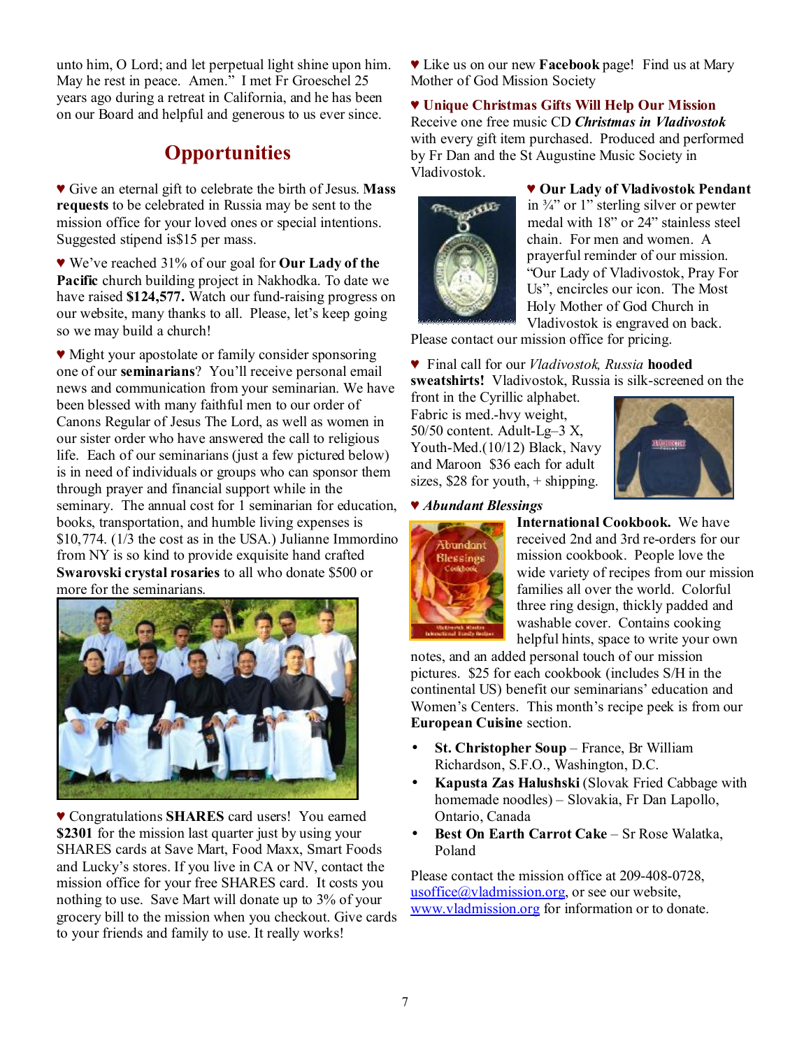unto him, O Lord; and let perpetual light shine upon him. May he rest in peace. Amen." I met Fr Groeschel 25 years ago during a retreat in California, and he has been on our Board and helpful and generous to us ever since.

## Opportunities

♥ Give an eternal gift to celebrate the birth of Jesus. **Mass requests** to be celebrated in Russia may be sent to the mission office for your loved ones or special intentions. Suggested stipend is$15 per mass.

♥ We've reached 31% of our goal for **Our Lady of the Pacific** church building project in Nakhodka. To date we have raised **$124,577.** Watch our fund-raising progress on our website, many thanks to all. Please, let's keep going so we may build a church!

♥ Might your apostolate or family consider sponsoring one of our **seminarians**? You'll receive personal email news and communication from your seminarian. We have been blessed with many faithful men to our order of Canons Regular of Jesus The Lord, as well as women in our sister order who have answered the call to religious life. Each of our seminarians (just a few pictured below) is in need of individuals or groups who can sponsor them through prayer and financial support while in the seminary. The annual cost for 1 seminarian for education, books, transportation, and humble living expenses is $10,774. (1/3 the cost as in the USA.) Julianne Immordino from NY is so kind to provide exquisite hand crafted **Swarovski crystal rosaries** to all who donate $500 or more for the seminarians.

♥ Congratulations **SHARES** card users! You earned **$2301** for the mission last quarter just by using your SHARES cards at Save Mart, Food Maxx, Smart Foods and Lucky's stores. If you live in CA or NV, contact the mission office for your free SHARES card. It costs you nothing to use. Save Mart will donate up to 3% of your grocery bill to the mission when you checkout. Give cards to your friends and family to use. It really works!

♥ Like us on our new **Facebook** page! Find us at Mary Mother of God Mission Society

♥ **Unique Christmas Gifts Will Help Our Mission**
Receive one free music CD ***Christmas in Vladivostok*** with every gift item purchased. Produced and performed by Fr Dan and the St Augustine Music Society in Vladivostok.

♥ **Our Lady of Vladivostok Pendant** in ¾" or 1" sterling silver or pewter medal with 18" or 24" stainless steel chain. For men and women. A prayerful reminder of our mission. "Our Lady of Vladivostok, Pray For Us", encircles our icon. The Most Holy Mother of God Church in Vladivostok is engraved on back. Please contact our mission office for pricing.

♥ Final call for our *Vladivostok, Russia* **hooded sweatshirts!** Vladivostok, Russia is silk-screened on the front in the Cyrillic alphabet. Fabric is med.-hvy weight, 50/50 content. Adult-Lg–3 X, Youth-Med.(10/12) Black, Navy and Maroon $36 each for adult sizes, $28 for youth, + shipping.

♥ ***Abundant Blessings***
**International Cookbook.** We have received 2nd and 3rd re-orders for our mission cookbook. People love the wide variety of recipes from our mission families all over the world. Colorful three ring design, thickly padded and washable cover. Contains cooking helpful hints, space to write your own notes, and an added personal touch of our mission pictures. $25 for each cookbook (includes S/H in the continental US) benefit our seminarians' education and Women's Centers. This month's recipe peek is from our **European Cuisine** section.

- **St. Christopher Soup** – France, Br William Richardson, S.F.O., Washington, D.C.
- **Kapusta Zas Halushki** (Slovak Fried Cabbage with homemade noodles) – Slovakia, Fr Dan Lapollo, Ontario, Canada
- **Best On Earth Carrot Cake** – Sr Rose Walatka, Poland

Please contact the mission office at 209-408-0728, usoffice@vladmission.org, or see our website, www.vladmission.org for information or to donate.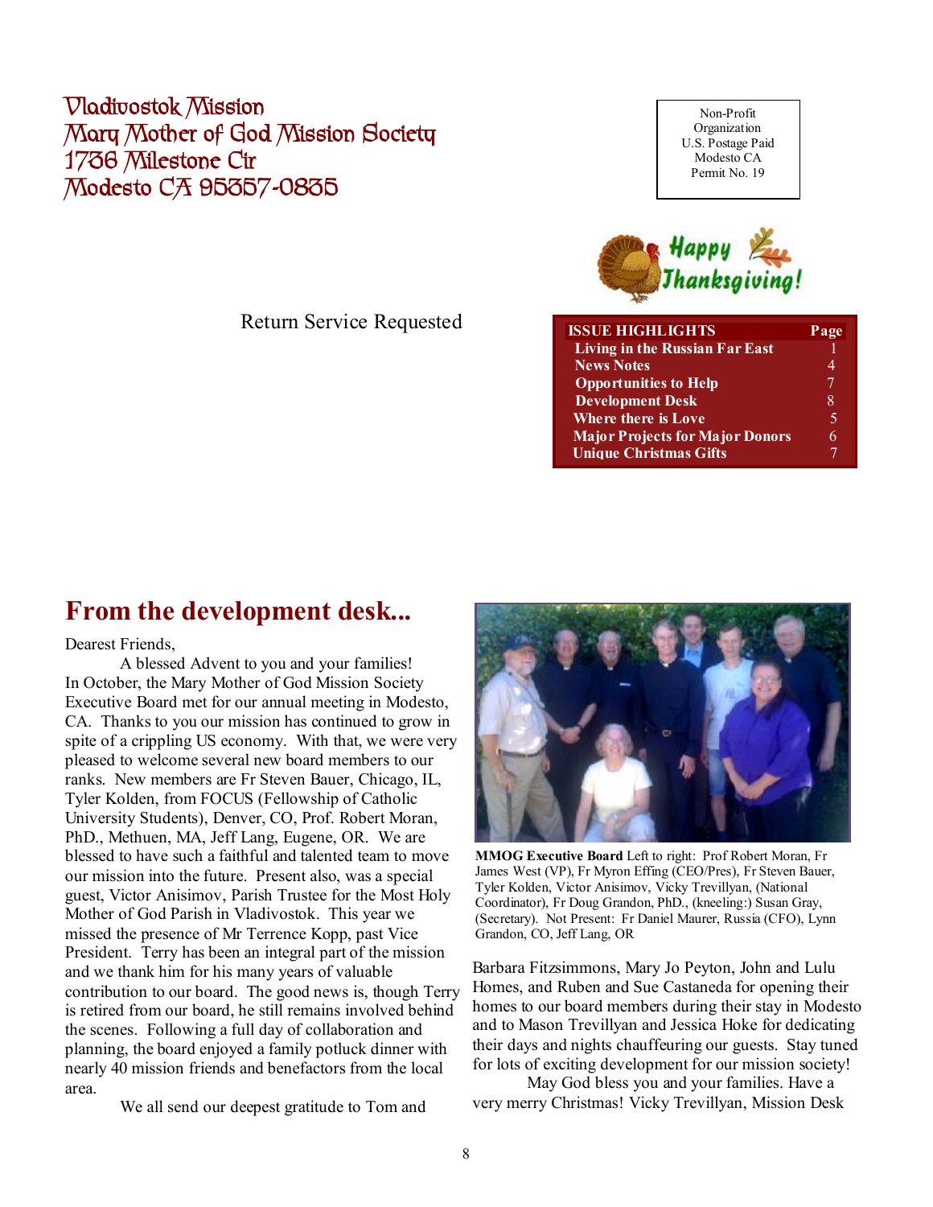Vladivostok Mission
Mary Mother of God Mission Society
1736 Milestone Cir
Modesto CA 95357-0835

Non-Profit
Organization
U.S. Postage Paid
Modesto CA
Permit No. 19

Happy Thanksgiving!

Return Service Requested

| ISSUE HIGHLIGHTS | Page |
|---|---|
| Living in the Russian Far East | 1 |
| News Notes | 4 |
| Opportunities to Help | 7 |
| Development Desk | 8 |
| Where there is Love | 5 |
| Major Projects for Major Donors | 6 |
| Unique Christmas Gifts | 7 |

## From the development desk...

Dearest Friends,

A blessed Advent to you and your families! In October, the Mary Mother of God Mission Society Executive Board met for our annual meeting in Modesto, CA. Thanks to you our mission has continued to grow in spite of a crippling US economy. With that, we were very pleased to welcome several new board members to our ranks. New members are Fr Steven Bauer, Chicago, IL, Tyler Kolden, from FOCUS (Fellowship of Catholic University Students), Denver, CO, Prof. Robert Moran, PhD., Methuen, MA, Jeff Lang, Eugene, OR. We are blessed to have such a faithful and talented team to move our mission into the future. Present also, was a special guest, Victor Anisimov, Parish Trustee for the Most Holy Mother of God Parish in Vladivostok. This year we missed the presence of Mr Terrence Kopp, past Vice President. Terry has been an integral part of the mission and we thank him for his many years of valuable contribution to our board. The good news is, though Terry is retired from our board, he still remains involved behind the scenes. Following a full day of collaboration and planning, the board enjoyed a family potluck dinner with nearly 40 mission friends and benefactors from the local area.

We all send our deepest gratitude to Tom and Barbara Fitzsimmons, Mary Jo Peyton, John and Lulu Homes, and Ruben and Sue Castaneda for opening their homes to our board members during their stay in Modesto and to Mason Trevillyan and Jessica Hoke for dedicating their days and nights chauffeuring our guests. Stay tuned for lots of exciting development for our mission society!

May God bless you and your families. Have a very merry Christmas! Vicky Trevillyan, Mission Desk

**MMOG Executive Board** Left to right: Prof Robert Moran, Fr James West (VP), Fr Myron Effing (CEO/Pres), Fr Steven Bauer, Tyler Kolden, Victor Anisimov, Vicky Trevillyan, (National Coordinator), Fr Doug Grandon, PhD., (kneeling:) Susan Gray, (Secretary). Not Present: Fr Daniel Maurer, Russia (CFO), Lynn Grandon, CO, Jeff Lang, OR